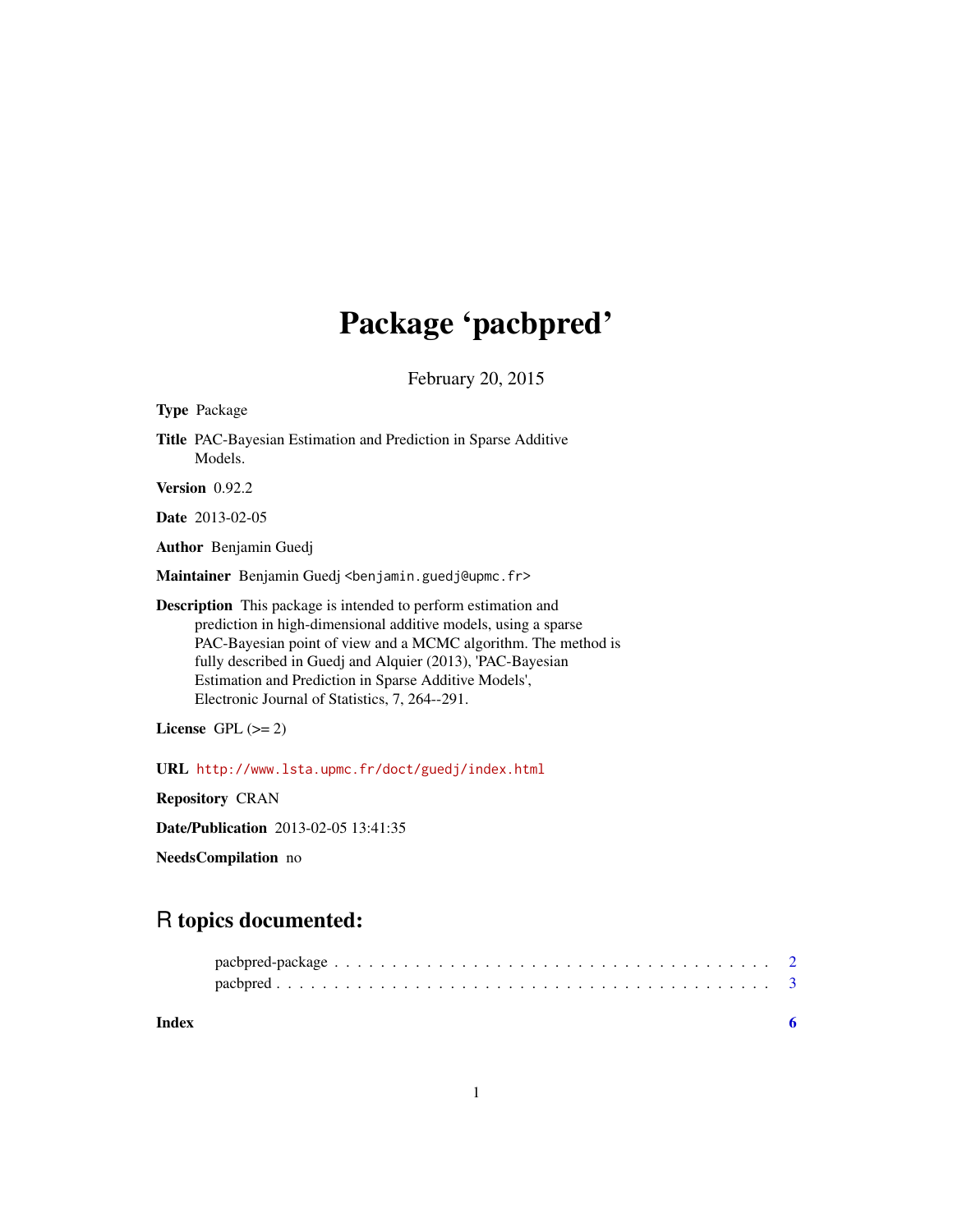# Package 'pacbpred'

February 20, 2015

**Type** Package

**Title** PAC-Bayesian Estimation and Prediction in Sparse Additive Models.

**Version** 0.92.2

**Date** 2013-02-05

**Author** Benjamin Guedj

**Maintainer** Benjamin Guedj <benjamin.guedj@upmc.fr>

**Description** This package is intended to perform estimation and prediction in high-dimensional additive models, using a sparse PAC-Bayesian point of view and a MCMC algorithm. The method is fully described in Guedj and Alquier (2013), 'PAC-Bayesian Estimation and Prediction in Sparse Additive Models', Electronic Journal of Statistics, 7, 264--291.

**License** GPL (>= 2)

**URL** http://www.lsta.upmc.fr/doct/guedj/index.html

**Repository** CRAN

**Date/Publication** 2013-02-05 13:41:35

**NeedsCompilation** no

## R topics documented:

- pacbpred-package . . . . . . . . . . . . . . . . . . . . . . . . . . . . . . . . . . . . . . 2
- pacbpred . . . . . . . . . . . . . . . . . . . . . . . . . . . . . . . . . . . . . . . . . . . 3

**Index** 6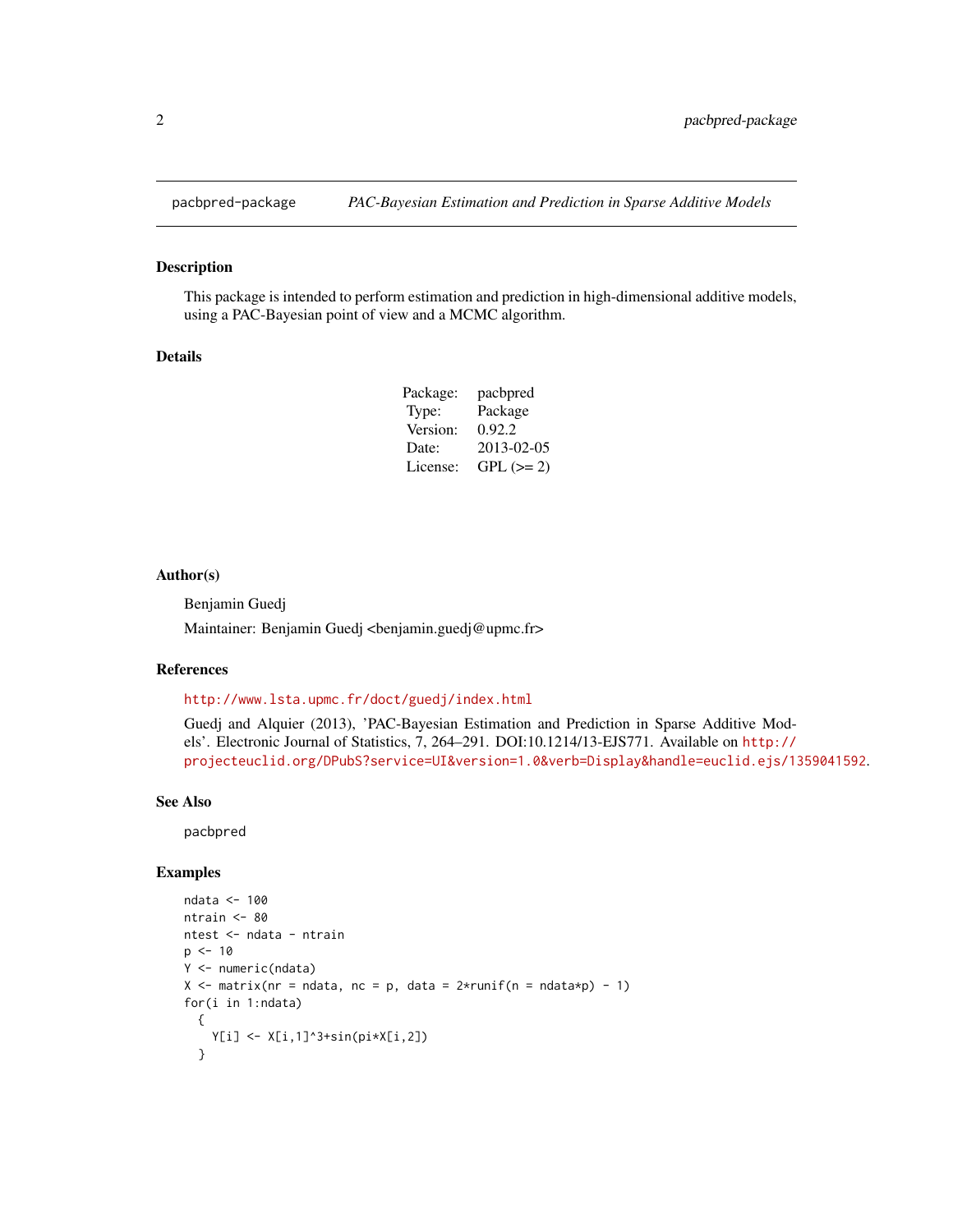pacbpred-package *PAC-Bayesian Estimation and Prediction in Sparse Additive Models*

## Description

This package is intended to perform estimation and prediction in high-dimensional additive models, using a PAC-Bayesian point of view and a MCMC algorithm.

## Details

| | |
|---|---|
| Package: | pacbpred |
| Type: | Package |
| Version: | 0.92.2 |
| Date: | 2013-02-05 |
| License: | GPL (>= 2) |

## Author(s)

Benjamin Guedj

Maintainer: Benjamin Guedj <benjamin.guedj@upmc.fr>

## References

http://www.lsta.upmc.fr/doct/guedj/index.html

Guedj and Alquier (2013), 'PAC-Bayesian Estimation and Prediction in Sparse Additive Models'. Electronic Journal of Statistics, 7, 264–291. DOI:10.1214/13-EJS771. Available on http://projecteuclid.org/DPubS?service=UI&version=1.0&verb=Display&handle=euclid.ejs/1359041592.

## See Also

pacbpred

## Examples

```
ndata <- 100
ntrain <- 80
ntest <- ndata - ntrain
p <- 10
Y <- numeric(ndata)
X <- matrix(nr = ndata, nc = p, data = 2*runif(n = ndata*p) - 1)
for(i in 1:ndata)
  {
    Y[i] <- X[i,1]^3+sin(pi*X[i,2])
  }
```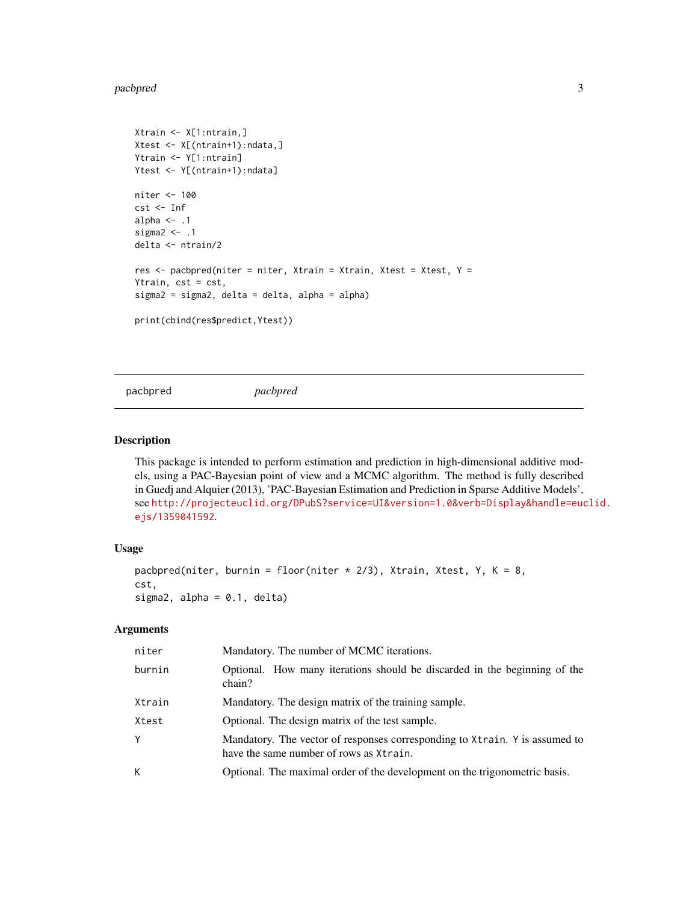```
Xtrain <- X[1:ntrain,]
Xtest <- X[(ntrain+1):ndata,]
Ytrain <- Y[1:ntrain]
Ytest <- Y[(ntrain+1):ndata]

niter <- 100
cst <- Inf
alpha <- .1
sigma2 <- .1
delta <- ntrain/2

res <- pacbpred(niter = niter, Xtrain = Xtrain, Xtest = Xtest, Y =
Ytrain, cst = cst,
sigma2 = sigma2, delta = delta, alpha = alpha)

print(cbind(res$predict,Ytest))
```

---

`pacbpred` *pacbpred*

---

## Description

This package is intended to perform estimation and prediction in high-dimensional additive models, using a PAC-Bayesian point of view and a MCMC algorithm. The method is fully described in Guedj and Alquier (2013), 'PAC-Bayesian Estimation and Prediction in Sparse Additive Models', see http://projecteuclid.org/DPubS?service=UI&version=1.0&verb=Display&handle=euclid.ejs/1359041592.

## Usage

```
pacbpred(niter, burnin = floor(niter * 2/3), Xtrain, Xtest, Y, K = 8,
cst,
sigma2, alpha = 0.1, delta)
```

## Arguments

| | |
|---|---|
| `niter` | Mandatory. The number of MCMC iterations. |
| `burnin` | Optional. How many iterations should be discarded in the beginning of the chain? |
| `Xtrain` | Mandatory. The design matrix of the training sample. |
| `Xtest` | Optional. The design matrix of the test sample. |
| `Y` | Mandatory. The vector of responses corresponding to `Xtrain`. `Y` is assumed to have the same number of rows as `Xtrain`. |
| `K` | Optional. The maximal order of the development on the trigonometric basis. |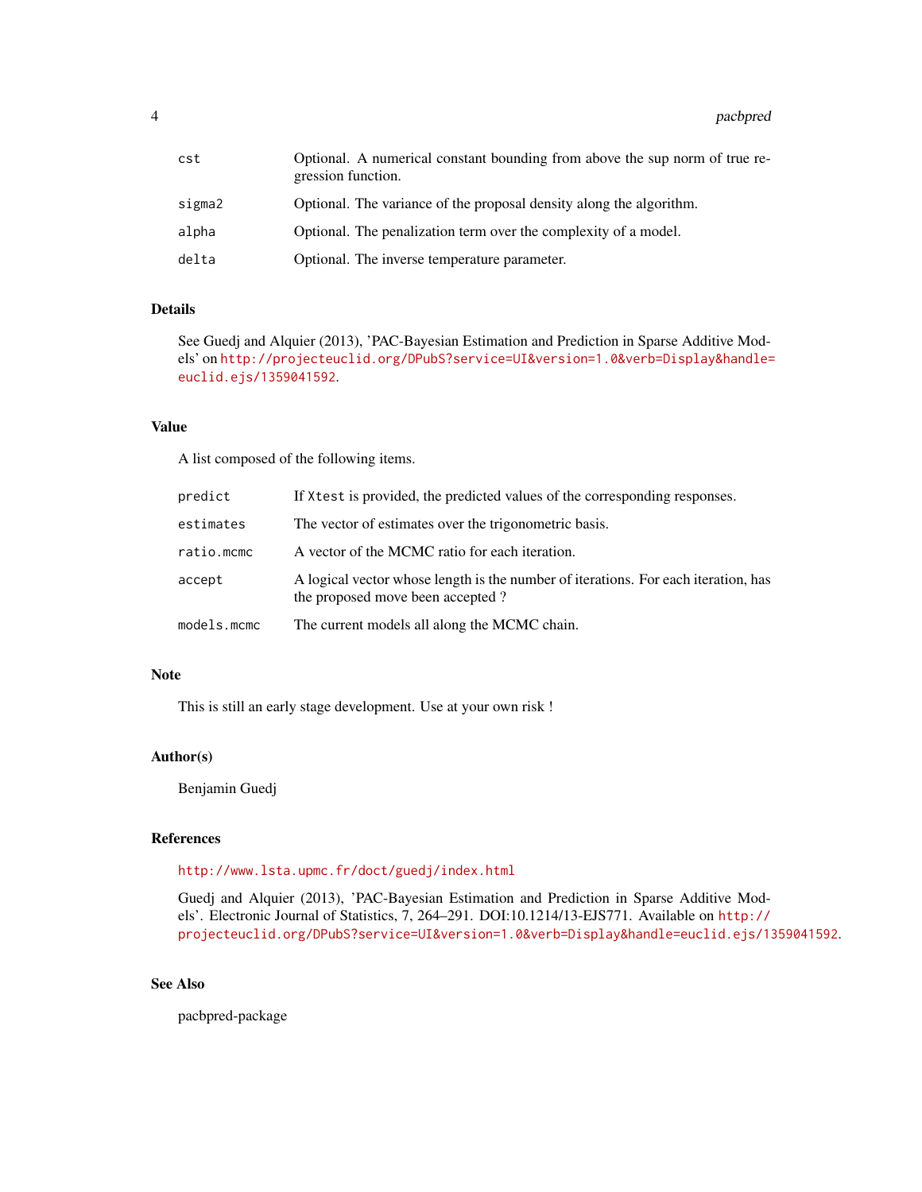| | |
|---|---|
| `cst` | Optional. A numerical constant bounding from above the sup norm of true regression function. |
| `sigma2` | Optional. The variance of the proposal density along the algorithm. |
| `alpha` | Optional. The penalization term over the complexity of a model. |
| `delta` | Optional. The inverse temperature parameter. |

## Details

See Guedj and Alquier (2013), 'PAC-Bayesian Estimation and Prediction in Sparse Additive Models' on http://projecteuclid.org/DPubS?service=UI&version=1.0&verb=Display&handle=euclid.ejs/1359041592.

## Value

A list composed of the following items.

| | |
|---|---|
| `predict` | If `Xtest` is provided, the predicted values of the corresponding responses. |
| `estimates` | The vector of estimates over the trigonometric basis. |
| `ratio.mcmc` | A vector of the MCMC ratio for each iteration. |
| `accept` | A logical vector whose length is the number of iterations. For each iteration, has the proposed move been accepted ? |
| `models.mcmc` | The current models all along the MCMC chain. |

## Note

This is still an early stage development. Use at your own risk !

## Author(s)

Benjamin Guedj

## References

http://www.lsta.upmc.fr/doct/guedj/index.html

Guedj and Alquier (2013), 'PAC-Bayesian Estimation and Prediction in Sparse Additive Models'. Electronic Journal of Statistics, 7, 264–291. DOI:10.1214/13-EJS771. Available on http://projecteuclid.org/DPubS?service=UI&version=1.0&verb=Display&handle=euclid.ejs/1359041592.

## See Also

pacbpred-package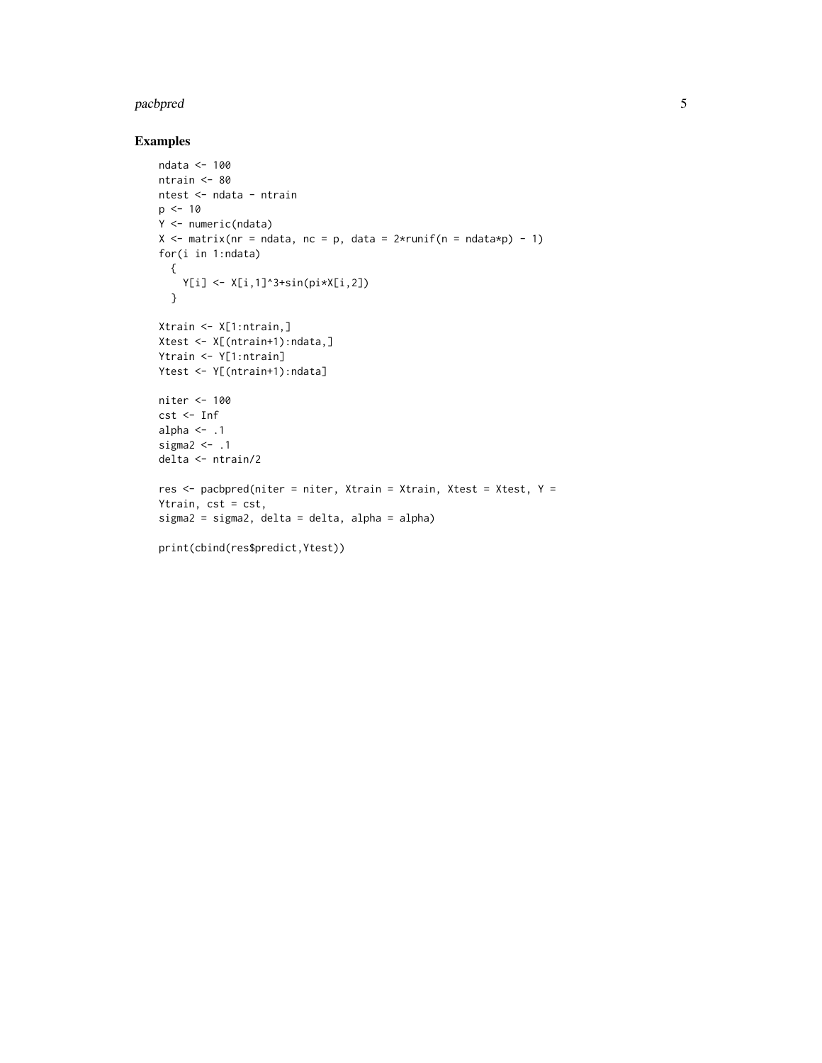## Examples

```
ndata <- 100
ntrain <- 80
ntest <- ndata - ntrain
p <- 10
Y <- numeric(ndata)
X <- matrix(nr = ndata, nc = p, data = 2*runif(n = ndata*p) - 1)
for(i in 1:ndata)
  {
    Y[i] <- X[i,1]^3+sin(pi*X[i,2])
  }

Xtrain <- X[1:ntrain,]
Xtest <- X[(ntrain+1):ndata,]
Ytrain <- Y[1:ntrain]
Ytest <- Y[(ntrain+1):ndata]

niter <- 100
cst <- Inf
alpha <- .1
sigma2 <- .1
delta <- ntrain/2

res <- pacbpred(niter = niter, Xtrain = Xtrain, Xtest = Xtest, Y =
Ytrain, cst = cst,
sigma2 = sigma2, delta = delta, alpha = alpha)

print(cbind(res$predict,Ytest))
```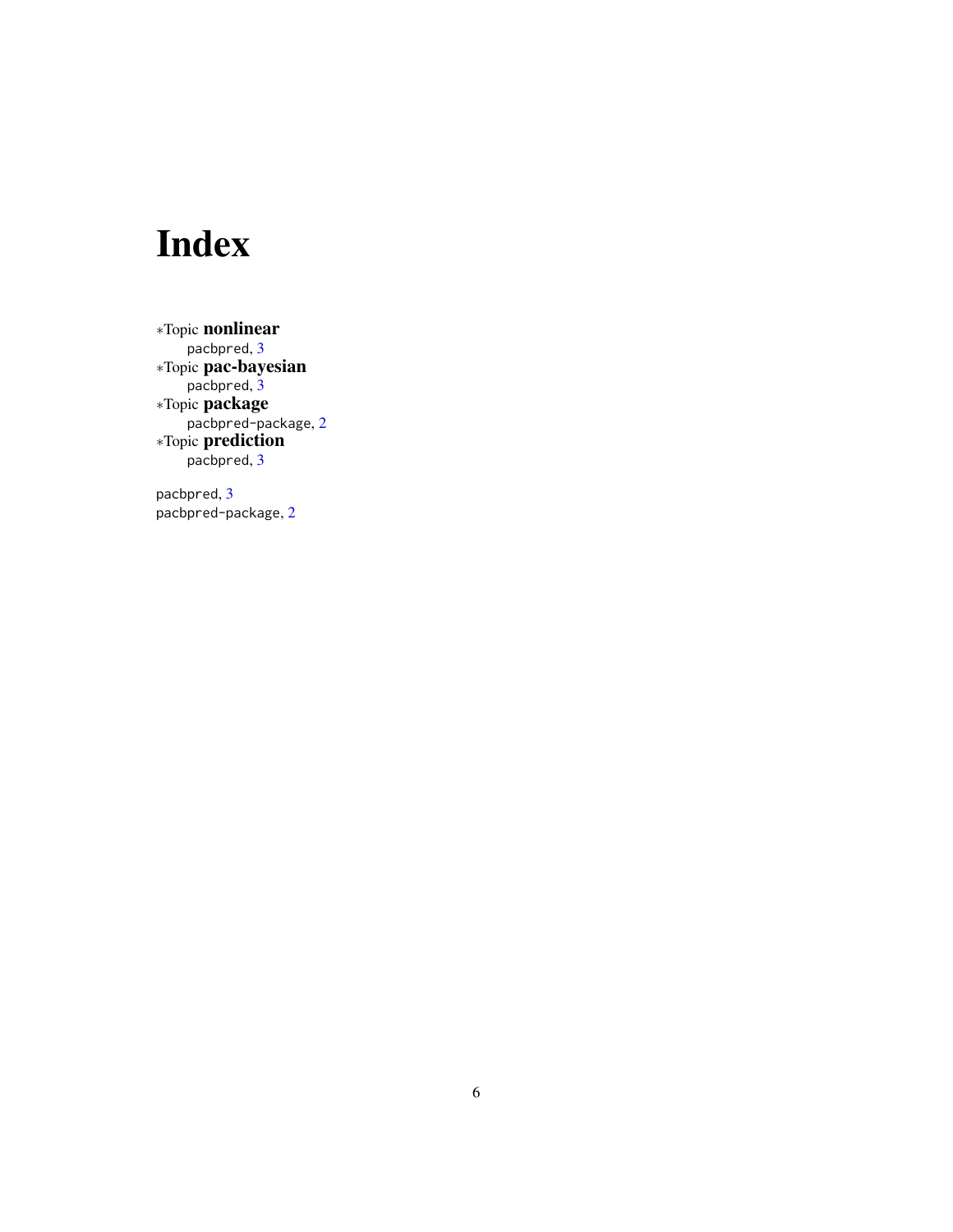# Index

*Topic **nonlinear**
  pacbpred, 3
*Topic **pac-bayesian**
  pacbpred, 3
*Topic **package**
  pacbpred-package, 2
*Topic **prediction**
  pacbpred, 3

pacbpred, 3
pacbpred-package, 2